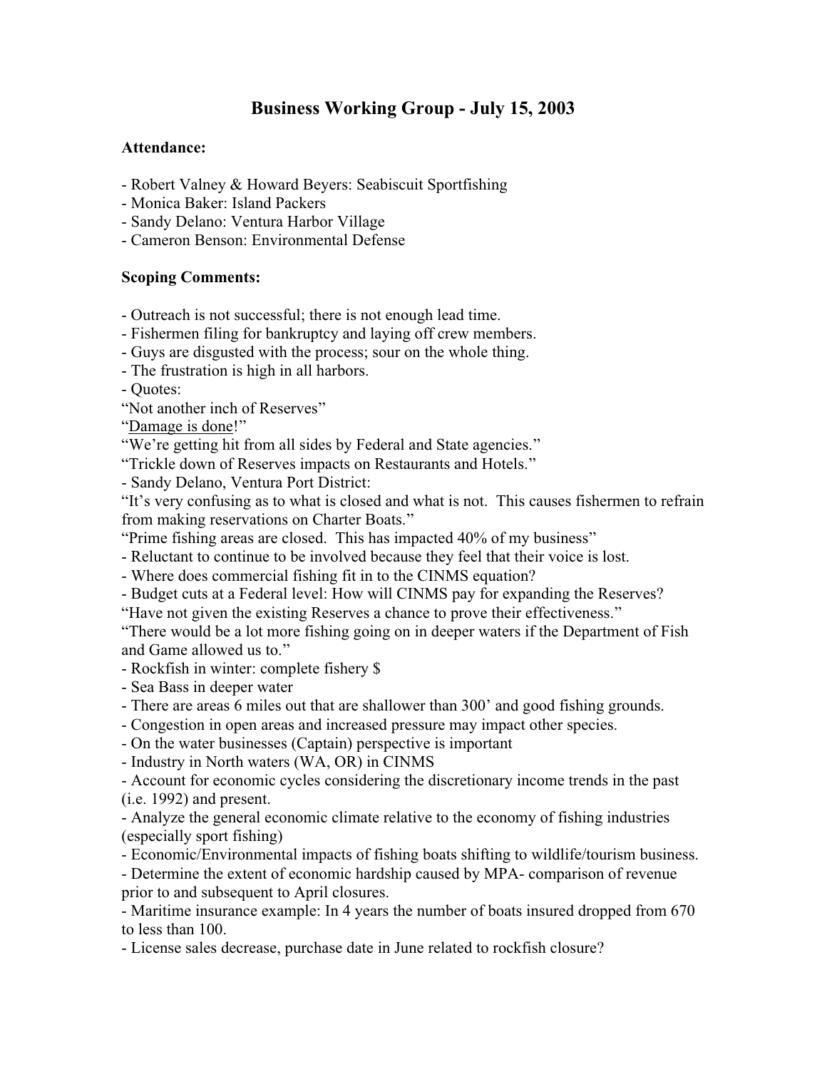# Business Working Group - July 15, 2003

**Attendance:**

- Robert Valney & Howard Beyers: Seabiscuit Sportfishing
- Monica Baker: Island Packers
- Sandy Delano: Ventura Harbor Village
- Cameron Benson: Environmental Defense

**Scoping Comments:**

- Outreach is not successful; there is not enough lead time.
- Fishermen filing for bankruptcy and laying off crew members.
- Guys are disgusted with the process; sour on the whole thing.
- The frustration is high in all harbors.
- Quotes:

"Not another inch of Reserves"

"<u>Damage is done</u>!"

"We're getting hit from all sides by Federal and State agencies."

"Trickle down of Reserves impacts on Restaurants and Hotels."

- Sandy Delano, Ventura Port District:

"It's very confusing as to what is closed and what is not. This causes fishermen to refrain from making reservations on Charter Boats."

"Prime fishing areas are closed. This has impacted 40% of my business"

- Reluctant to continue to be involved because they feel that their voice is lost.
- Where does commercial fishing fit in to the CINMS equation?
- Budget cuts at a Federal level: How will CINMS pay for expanding the Reserves?

"Have not given the existing Reserves a chance to prove their effectiveness."

"There would be a lot more fishing going on in deeper waters if the Department of Fish and Game allowed us to."

- Rockfish in winter: complete fishery $
- Sea Bass in deeper water
- There are areas 6 miles out that are shallower than 300' and good fishing grounds.
- Congestion in open areas and increased pressure may impact other species.
- On the water businesses (Captain) perspective is important
- Industry in North waters (WA, OR) in CINMS
- Account for economic cycles considering the discretionary income trends in the past (i.e. 1992) and present.
- Analyze the general economic climate relative to the economy of fishing industries (especially sport fishing)
- Economic/Environmental impacts of fishing boats shifting to wildlife/tourism business.
- Determine the extent of economic hardship caused by MPA- comparison of revenue prior to and subsequent to April closures.
- Maritime insurance example: In 4 years the number of boats insured dropped from 670 to less than 100.
- License sales decrease, purchase date in June related to rockfish closure?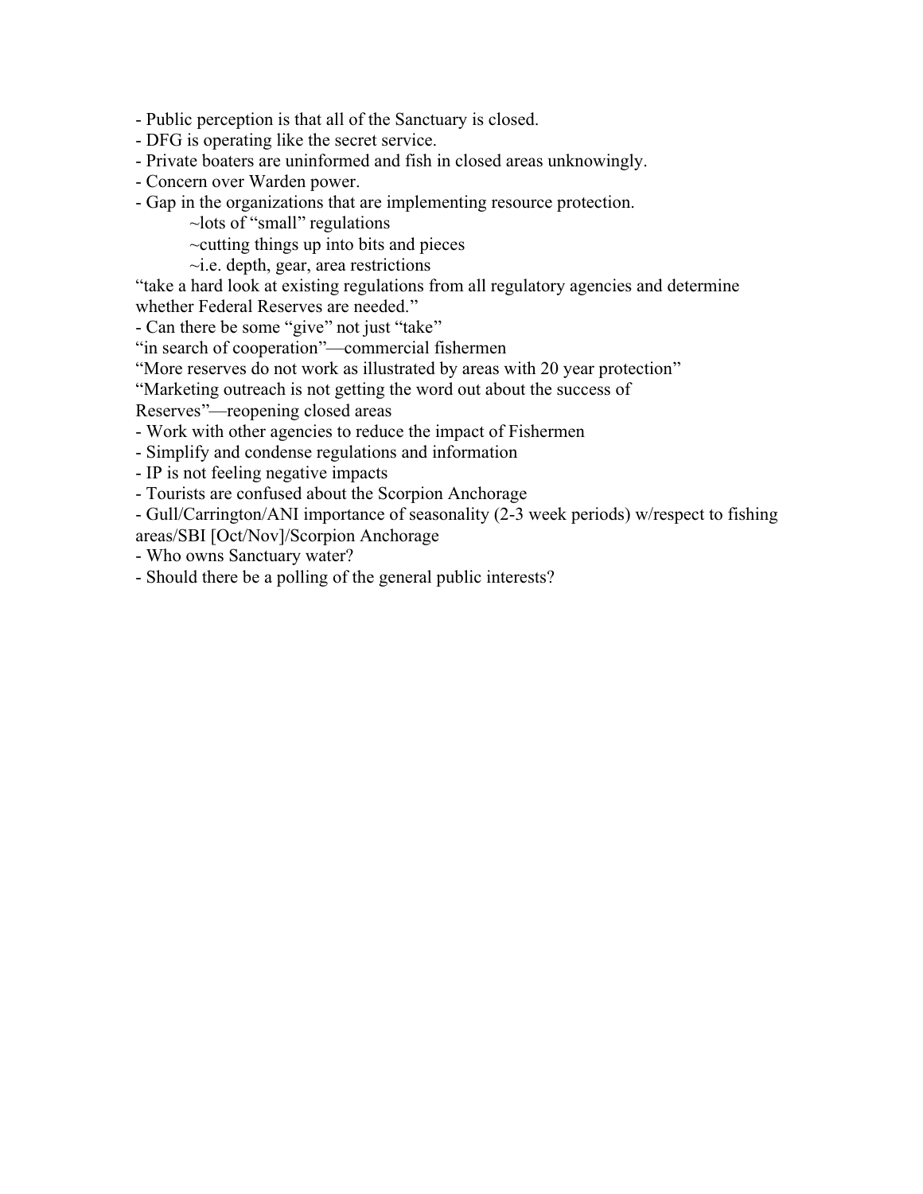- Public perception is that all of the Sanctuary is closed.
- DFG is operating like the secret service.
- Private boaters are uninformed and fish in closed areas unknowingly.
- Concern over Warden power.
- Gap in the organizations that are implementing resource protection.
    - ~lots of "small" regulations
    - ~cutting things up into bits and pieces
    - ~i.e. depth, gear, area restrictions

"take a hard look at existing regulations from all regulatory agencies and determine whether Federal Reserves are needed."

- Can there be some "give" not just "take"

"in search of cooperation"—commercial fishermen

"More reserves do not work as illustrated by areas with 20 year protection"

"Marketing outreach is not getting the word out about the success of Reserves"—reopening closed areas

- Work with other agencies to reduce the impact of Fishermen
- Simplify and condense regulations and information
- IP is not feeling negative impacts
- Tourists are confused about the Scorpion Anchorage
- Gull/Carrington/ANI importance of seasonality (2-3 week periods) w/respect to fishing areas/SBI [Oct/Nov]/Scorpion Anchorage
- Who owns Sanctuary water?
- Should there be a polling of the general public interests?